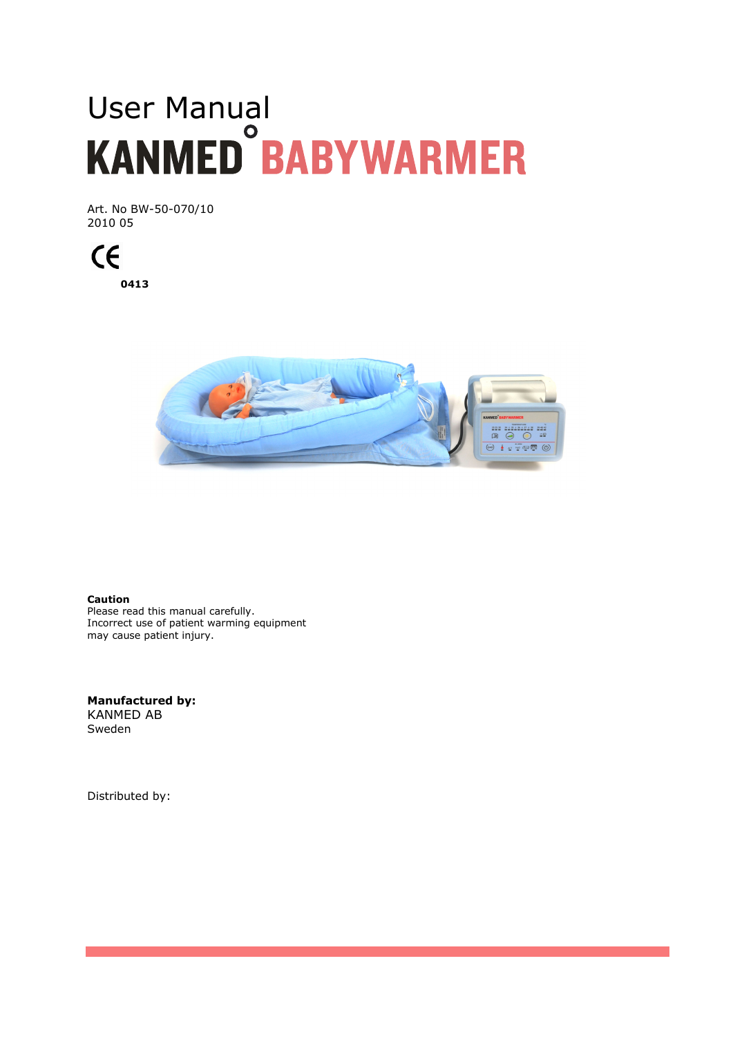# User Manual

# KANMED° BABYWARMER

Art. No BW-50-070/10
2010 05

CE
**0413**

**Caution**
Please read this manual carefully.
Incorrect use of patient warming equipment
may cause patient injury.

**Manufactured by:**
KANMED AB
Sweden

Distributed by: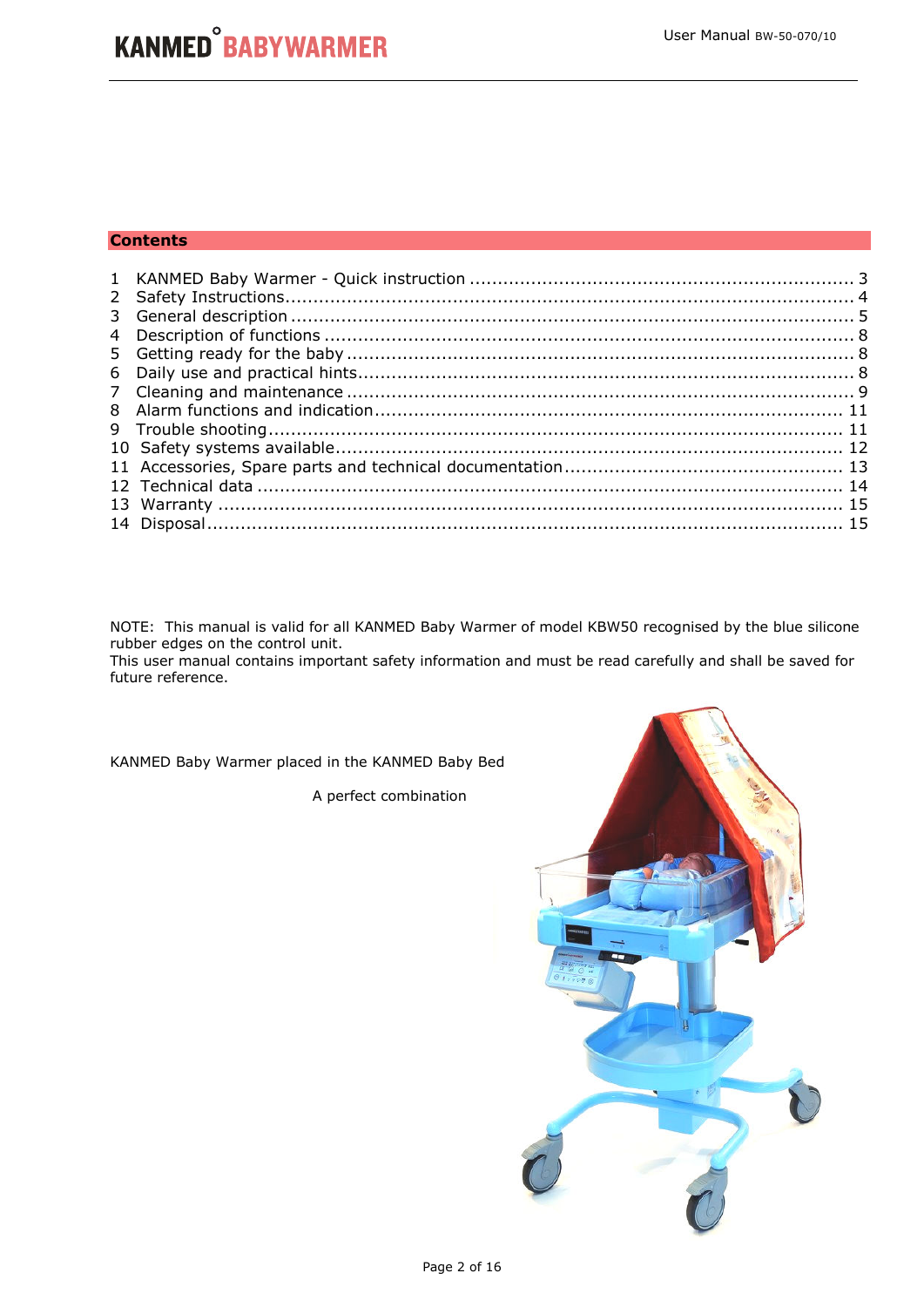## Contents

1 KANMED Baby Warmer - Quick instruction ..... 3
2 Safety Instructions ..... 4
3 General description ..... 5
4 Description of functions ..... 8
5 Getting ready for the baby ..... 8
6 Daily use and practical hints ..... 8
7 Cleaning and maintenance ..... 9
8 Alarm functions and indication ..... 11
9 Trouble shooting ..... 11
10 Safety systems available ..... 12
11 Accessories, Spare parts and technical documentation ..... 13
12 Technical data ..... 14
13 Warranty ..... 15
14 Disposal ..... 15

NOTE: This manual is valid for all KANMED Baby Warmer of model KBW50 recognised by the blue silicone rubber edges on the control unit.
This user manual contains important safety information and must be read carefully and shall be saved for future reference.

KANMED Baby Warmer placed in the KANMED Baby Bed

A perfect combination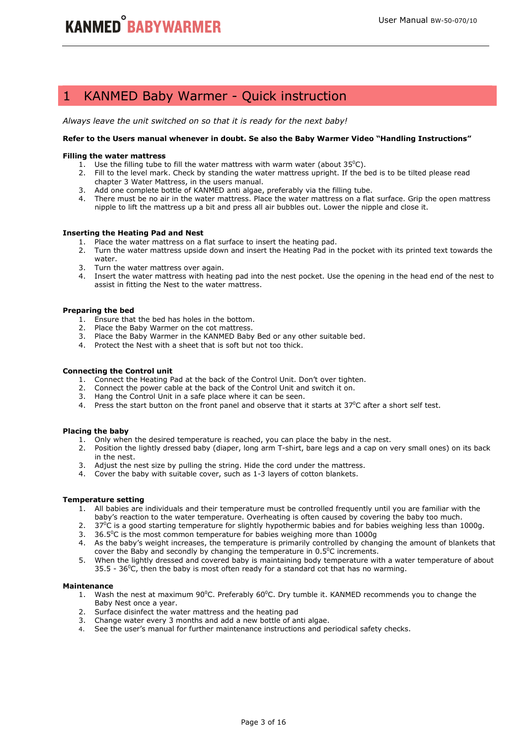# 1 KANMED Baby Warmer - Quick instruction

*Always leave the unit switched on so that it is ready for the next baby!*

**Refer to the Users manual whenever in doubt. Se also the Baby Warmer Video "Handling Instructions"**

**Filling the water mattress**

1. Use the filling tube to fill the water mattress with warm water (about 35$^0$C).
2. Fill to the level mark. Check by standing the water mattress upright. If the bed is to be tilted please read chapter 3 Water Mattress, in the users manual.
3. Add one complete bottle of KANMED anti algae, preferably via the filling tube.
4. There must be no air in the water mattress. Place the water mattress on a flat surface. Grip the open mattress nipple to lift the mattress up a bit and press all air bubbles out. Lower the nipple and close it.

**Inserting the Heating Pad and Nest**

1. Place the water mattress on a flat surface to insert the heating pad.
2. Turn the water mattress upside down and insert the Heating Pad in the pocket with its printed text towards the water.
3. Turn the water mattress over again.
4. Insert the water mattress with heating pad into the nest pocket. Use the opening in the head end of the nest to assist in fitting the Nest to the water mattress.

**Preparing the bed**

1. Ensure that the bed has holes in the bottom.
2. Place the Baby Warmer on the cot mattress.
3. Place the Baby Warmer in the KANMED Baby Bed or any other suitable bed.
4. Protect the Nest with a sheet that is soft but not too thick.

**Connecting the Control unit**

1. Connect the Heating Pad at the back of the Control Unit. Don't over tighten.
2. Connect the power cable at the back of the Control Unit and switch it on.
3. Hang the Control Unit in a safe place where it can be seen.
4. Press the start button on the front panel and observe that it starts at 37$^0$C after a short self test.

**Placing the baby**

1. Only when the desired temperature is reached, you can place the baby in the nest.
2. Position the lightly dressed baby (diaper, long arm T-shirt, bare legs and a cap on very small ones) on its back in the nest.
3. Adjust the nest size by pulling the string. Hide the cord under the mattress.
4. Cover the baby with suitable cover, such as 1-3 layers of cotton blankets.

**Temperature setting**

1. All babies are individuals and their temperature must be controlled frequently until you are familiar with the baby's reaction to the water temperature. Overheating is often caused by covering the baby too much.
2. 37$^0$C is a good starting temperature for slightly hypothermic babies and for babies weighing less than 1000g.
3. 36.5$^0$C is the most common temperature for babies weighing more than 1000g
4. As the baby's weight increases, the temperature is primarily controlled by changing the amount of blankets that cover the Baby and secondly by changing the temperature in 0.5$^0$C increments.
5. When the lightly dressed and covered baby is maintaining body temperature with a water temperature of about 35.5 - 36$^0$C, then the baby is most often ready for a standard cot that has no warming.

**Maintenance**

1. Wash the nest at maximum 90$^0$C. Preferably 60$^0$C. Dry tumble it. KANMED recommends you to change the Baby Nest once a year.
2. Surface disinfect the water mattress and the heating pad
3. Change water every 3 months and add a new bottle of anti algae.
4. See the user's manual for further maintenance instructions and periodical safety checks.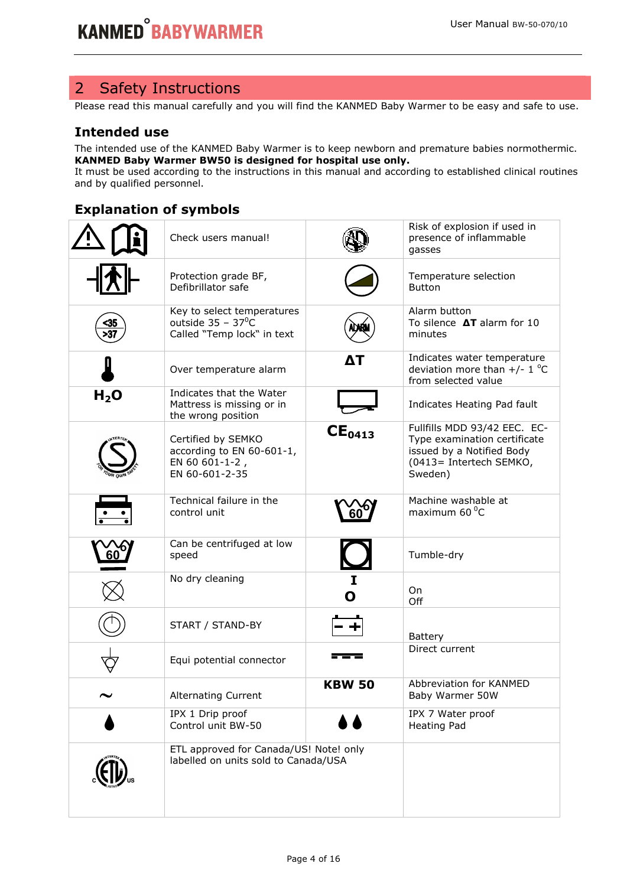## 2 Safety Instructions

Please read this manual carefully and you will find the KANMED Baby Warmer to be easy and safe to use.

### Intended use

The intended use of the KANMED Baby Warmer is to keep newborn and premature babies normothermic.
**KANMED Baby Warmer BW50 is designed for hospital use only.**
It must be used according to the instructions in this manual and according to established clinical routines and by qualified personnel.

### Explanation of symbols

| Symbol | Description | Symbol | Description |
|---|---|---|---|
| | Check users manual! | | Risk of explosion if used in presence of inflammable gasses |
| | Protection grade BF, Defibrillator safe | | Temperature selection Button |
| <35 >37 | Key to select temperatures outside 35 – 37°C Called "Temp lock" in text | ALARM | Alarm button To silence **ΔT** alarm for 10 minutes |
| | Over temperature alarm | **ΔT** | Indicates water temperature deviation more than +/- 1 °C from selected value |
| **$H_2O$** | Indicates that the Water Mattress is missing or in the wrong position | | Indicates Heating Pad fault |
| | Certified by SEMKO according to EN 60-601-1, EN 60 601-1-2 , EN 60-601-2-35 | **CE0413** | Fullfills MDD 93/42 EEC. EC-Type examination certificate issued by a Notified Body (0413= Intertech SEMKO, Sweden) |
| | Technical failure in the control unit | 60 | Machine washable at maximum 60 °C |
| 60 | Can be centrifuged at low speed | | Tumble-dry |
| | No dry cleaning | I<br>O | On<br>Off |
| | START / STAND-BY | | Battery |
| | Equi potential connector | | Direct current |
| ~ | Alternating Current | **KBW 50** | Abbreviation for KANMED Baby Warmer 50W |
| | IPX 1 Drip proof Control unit BW-50 | | IPX 7 Water proof Heating Pad |
| | ETL approved for Canada/US! Note! only labelled on units sold to Canada/USA | | |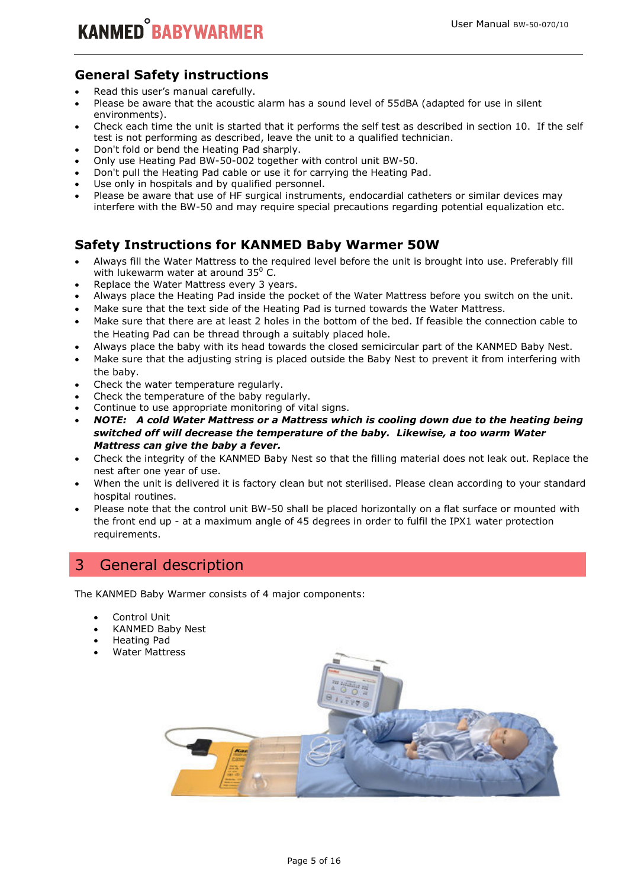## General Safety instructions

- Read this user's manual carefully.
- Please be aware that the acoustic alarm has a sound level of 55dBA (adapted for use in silent environments).
- Check each time the unit is started that it performs the self test as described in section 10. If the self test is not performing as described, leave the unit to a qualified technician.
- Don't fold or bend the Heating Pad sharply.
- Only use Heating Pad BW-50-002 together with control unit BW-50.
- Don't pull the Heating Pad cable or use it for carrying the Heating Pad.
- Use only in hospitals and by qualified personnel.
- Please be aware that use of HF surgical instruments, endocardial catheters or similar devices may interfere with the BW-50 and may require special precautions regarding potential equalization etc.

## Safety Instructions for KANMED Baby Warmer 50W

- Always fill the Water Mattress to the required level before the unit is brought into use. Preferably fill with lukewarm water at around 35$^0$ C.
- Replace the Water Mattress every 3 years.
- Always place the Heating Pad inside the pocket of the Water Mattress before you switch on the unit.
- Make sure that the text side of the Heating Pad is turned towards the Water Mattress.
- Make sure that there are at least 2 holes in the bottom of the bed. If feasible the connection cable to the Heating Pad can be thread through a suitably placed hole.
- Always place the baby with its head towards the closed semicircular part of the KANMED Baby Nest.
- Make sure that the adjusting string is placed outside the Baby Nest to prevent it from interfering with the baby.
- Check the water temperature regularly.
- Check the temperature of the baby regularly.
- Continue to use appropriate monitoring of vital signs.
- ***NOTE: A cold Water Mattress or a Mattress which is cooling down due to the heating being switched off will decrease the temperature of the baby. Likewise, a too warm Water Mattress can give the baby a fever.***
- Check the integrity of the KANMED Baby Nest so that the filling material does not leak out. Replace the nest after one year of use.
- When the unit is delivered it is factory clean but not sterilised. Please clean according to your standard hospital routines.
- Please note that the control unit BW-50 shall be placed horizontally on a flat surface or mounted with the front end up - at a maximum angle of 45 degrees in order to fulfil the IPX1 water protection requirements.

# 3 General description

The KANMED Baby Warmer consists of 4 major components:

- Control Unit
- KANMED Baby Nest
- Heating Pad
- Water Mattress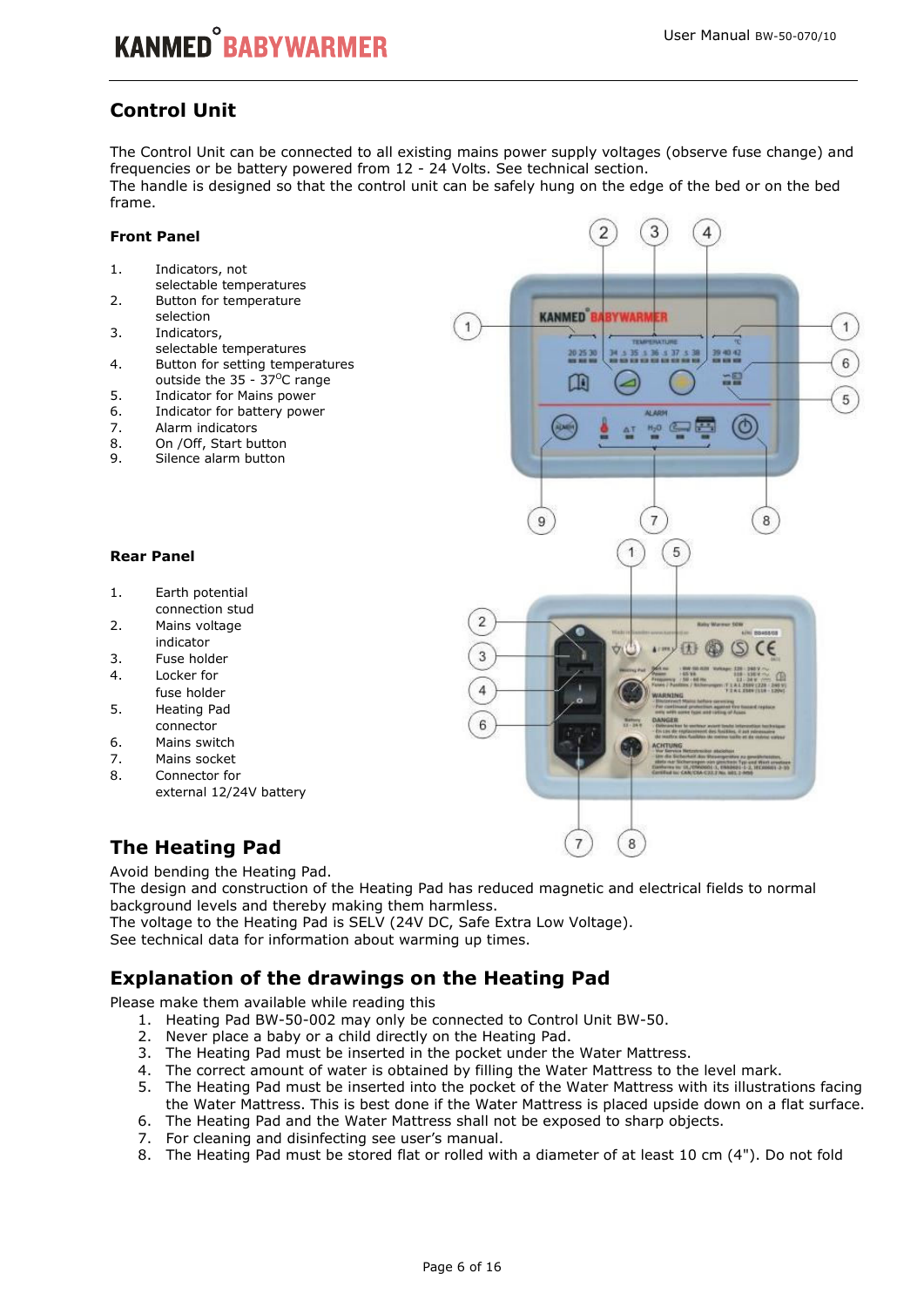## Control Unit

The Control Unit can be connected to all existing mains power supply voltages (observe fuse change) and frequencies or be battery powered from 12 - 24 Volts. See technical section.
The handle is designed so that the control unit can be safely hung on the edge of the bed or on the bed frame.

### Front Panel

1. Indicators, not selectable temperatures
2. Button for temperature selection
3. Indicators, selectable temperatures
4. Button for setting temperatures outside the 35 - 37°C range
5. Indicator for Mains power
6. Indicator for battery power
7. Alarm indicators
8. On /Off, Start button
9. Silence alarm button

### Rear Panel

1. Earth potential connection stud
2. Mains voltage indicator
3. Fuse holder
4. Locker for fuse holder
5. Heating Pad connector
6. Mains switch
7. Mains socket
8. Connector for external 12/24V battery

## The Heating Pad

Avoid bending the Heating Pad.
The design and construction of the Heating Pad has reduced magnetic and electrical fields to normal background levels and thereby making them harmless.
The voltage to the Heating Pad is SELV (24V DC, Safe Extra Low Voltage).
See technical data for information about warming up times.

## Explanation of the drawings on the Heating Pad

Please make them available while reading this

1. Heating Pad BW-50-002 may only be connected to Control Unit BW-50.
2. Never place a baby or a child directly on the Heating Pad.
3. The Heating Pad must be inserted in the pocket under the Water Mattress.
4. The correct amount of water is obtained by filling the Water Mattress to the level mark.
5. The Heating Pad must be inserted into the pocket of the Water Mattress with its illustrations facing the Water Mattress. This is best done if the Water Mattress is placed upside down on a flat surface.
6. The Heating Pad and the Water Mattress shall not be exposed to sharp objects.
7. For cleaning and disinfecting see user's manual.
8. The Heating Pad must be stored flat or rolled with a diameter of at least 10 cm (4"). Do not fold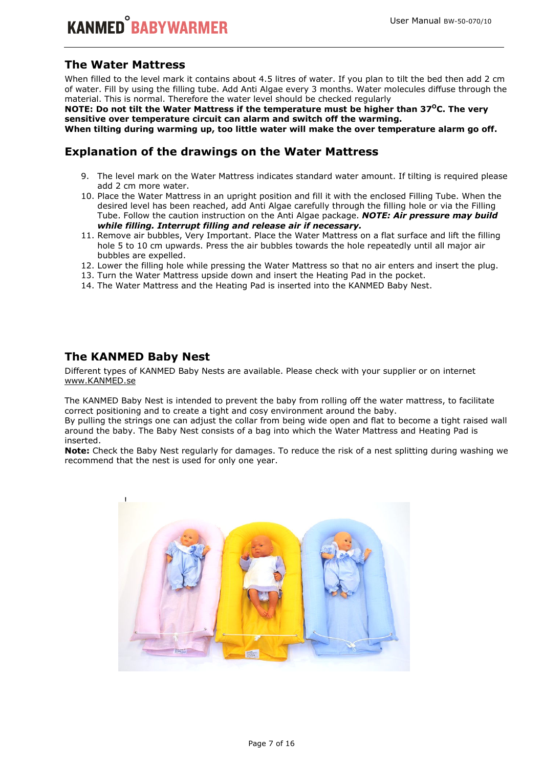## The Water Mattress

When filled to the level mark it contains about 4.5 litres of water. If you plan to tilt the bed then add 2 cm of water. Fill by using the filling tube. Add Anti Algae every 3 months. Water molecules diffuse through the material. This is normal. Therefore the water level should be checked regularly

**NOTE: Do not tilt the Water Mattress if the temperature must be higher than 37$^{O}$C. The very sensitive over temperature circuit can alarm and switch off the warming.**

**When tilting during warming up, too little water will make the over temperature alarm go off.**

## Explanation of the drawings on the Water Mattress

9. The level mark on the Water Mattress indicates standard water amount. If tilting is required please add 2 cm more water.
10. Place the Water Mattress in an upright position and fill it with the enclosed Filling Tube. When the desired level has been reached, add Anti Algae carefully through the filling hole or via the Filling Tube. Follow the caution instruction on the Anti Algae package. ***NOTE: Air pressure may build while filling. Interrupt filling and release air if necessary.***
11. Remove air bubbles, Very Important. Place the Water Mattress on a flat surface and lift the filling hole 5 to 10 cm upwards. Press the air bubbles towards the hole repeatedly until all major air bubbles are expelled.
12. Lower the filling hole while pressing the Water Mattress so that no air enters and insert the plug.
13. Turn the Water Mattress upside down and insert the Heating Pad in the pocket.
14. The Water Mattress and the Heating Pad is inserted into the KANMED Baby Nest.

## The KANMED Baby Nest

Different types of KANMED Baby Nests are available. Please check with your supplier or on internet www.KANMED.se

The KANMED Baby Nest is intended to prevent the baby from rolling off the water mattress, to facilitate correct positioning and to create a tight and cosy environment around the baby.

By pulling the strings one can adjust the collar from being wide open and flat to become a tight raised wall around the baby. The Baby Nest consists of a bag into which the Water Mattress and Heating Pad is inserted.

**Note:** Check the Baby Nest regularly for damages. To reduce the risk of a nest splitting during washing we recommend that the nest is used for only one year.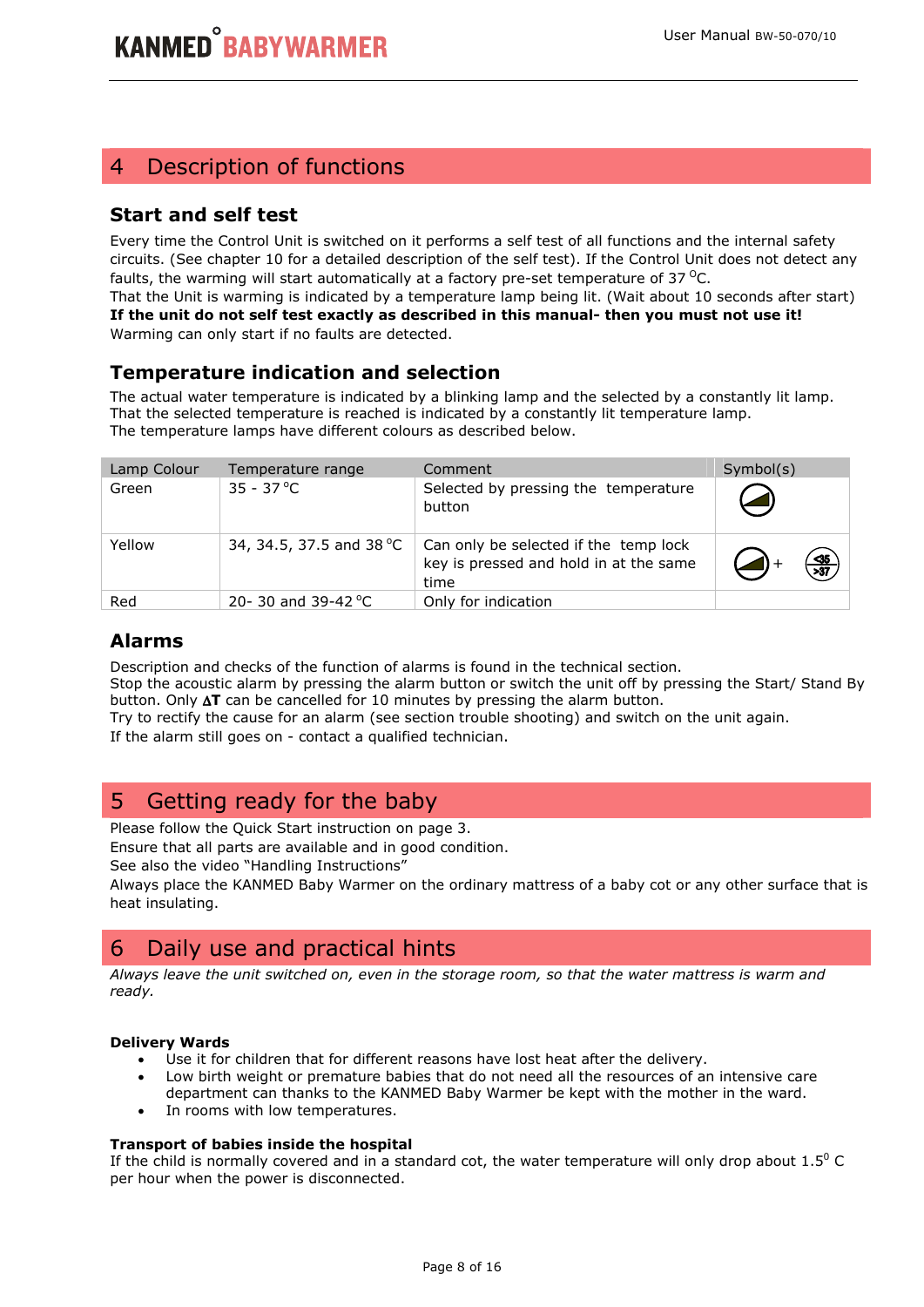## 4 Description of functions

### Start and self test

Every time the Control Unit is switched on it performs a self test of all functions and the internal safety circuits. (See chapter 10 for a detailed description of the self test). If the Control Unit does not detect any faults, the warming will start automatically at a factory pre-set temperature of 37 °C.
That the Unit is warming is indicated by a temperature lamp being lit. (Wait about 10 seconds after start)
**If the unit do not self test exactly as described in this manual- then you must not use it!**
Warming can only start if no faults are detected.

### Temperature indication and selection

The actual water temperature is indicated by a blinking lamp and the selected by a constantly lit lamp.
That the selected temperature is reached is indicated by a constantly lit temperature lamp.
The temperature lamps have different colours as described below.

| Lamp Colour | Temperature range | Comment | Symbol(s) |
|---|---|---|---|
| Green | 35 - 37 °C | Selected by pressing the temperature button | |
| Yellow | 34, 34.5, 37.5 and 38 °C | Can only be selected if the temp lock key is pressed and hold in at the same time | + <35 >37 |
| Red | 20- 30 and 39-42 °C | Only for indication | |

### Alarms

Description and checks of the function of alarms is found in the technical section.
Stop the acoustic alarm by pressing the alarm button or switch the unit off by pressing the Start/ Stand By button. Only **ΔT** can be cancelled for 10 minutes by pressing the alarm button.
Try to rectify the cause for an alarm (see section trouble shooting) and switch on the unit again.
If the alarm still goes on - contact a qualified technician.

## 5 Getting ready for the baby

Please follow the Quick Start instruction on page 3.
Ensure that all parts are available and in good condition.
See also the video "Handling Instructions"
Always place the KANMED Baby Warmer on the ordinary mattress of a baby cot or any other surface that is heat insulating.

## 6 Daily use and practical hints

*Always leave the unit switched on, even in the storage room, so that the water mattress is warm and ready.*

**Delivery Wards**

- Use it for children that for different reasons have lost heat after the delivery.
- Low birth weight or premature babies that do not need all the resources of an intensive care department can thanks to the KANMED Baby Warmer be kept with the mother in the ward.
- In rooms with low temperatures.

**Transport of babies inside the hospital**

If the child is normally covered and in a standard cot, the water temperature will only drop about 1.5$^{0}$ C per hour when the power is disconnected.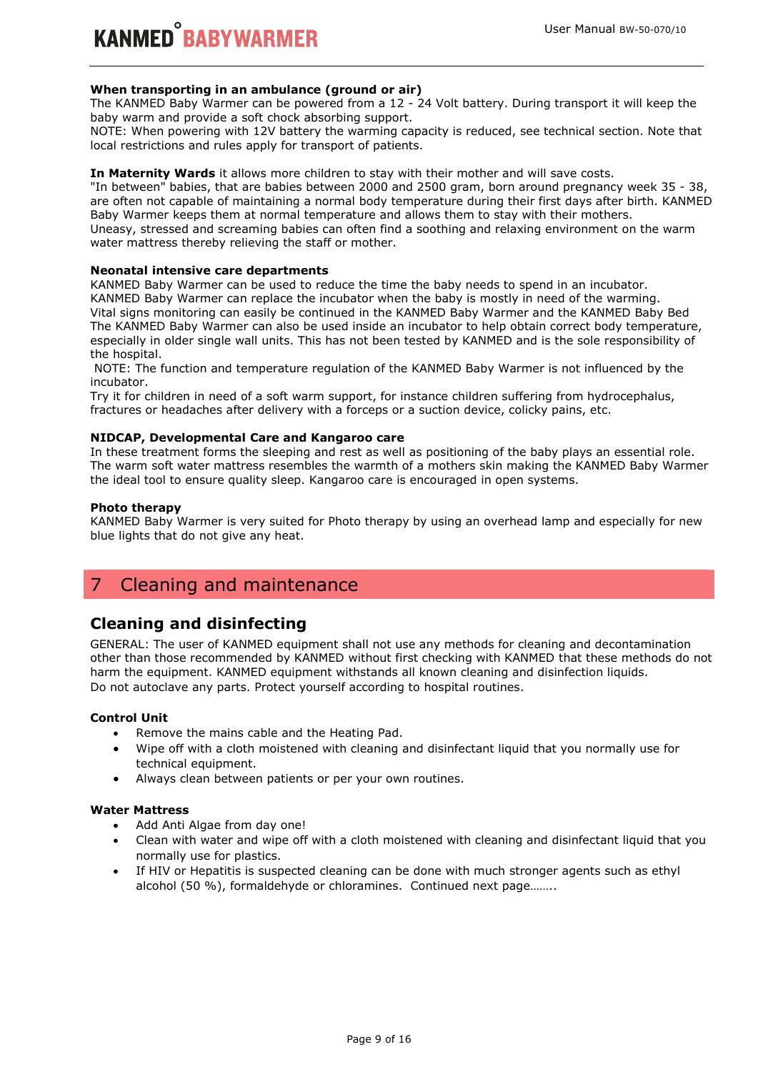**When transporting in an ambulance (ground or air)**
The KANMED Baby Warmer can be powered from a 12 - 24 Volt battery. During transport it will keep the baby warm and provide a soft chock absorbing support.
NOTE: When powering with 12V battery the warming capacity is reduced, see technical section. Note that local restrictions and rules apply for transport of patients.

**In Maternity Wards** it allows more children to stay with their mother and will save costs.
"In between" babies, that are babies between 2000 and 2500 gram, born around pregnancy week 35 - 38, are often not capable of maintaining a normal body temperature during their first days after birth. KANMED Baby Warmer keeps them at normal temperature and allows them to stay with their mothers.
Uneasy, stressed and screaming babies can often find a soothing and relaxing environment on the warm water mattress thereby relieving the staff or mother.

**Neonatal intensive care departments**
KANMED Baby Warmer can be used to reduce the time the baby needs to spend in an incubator.
KANMED Baby Warmer can replace the incubator when the baby is mostly in need of the warming.
Vital signs monitoring can easily be continued in the KANMED Baby Warmer and the KANMED Baby Bed
The KANMED Baby Warmer can also be used inside an incubator to help obtain correct body temperature, especially in older single wall units. This has not been tested by KANMED and is the sole responsibility of the hospital.
NOTE: The function and temperature regulation of the KANMED Baby Warmer is not influenced by the incubator.
Try it for children in need of a soft warm support, for instance children suffering from hydrocephalus, fractures or headaches after delivery with a forceps or a suction device, colicky pains, etc.

**NIDCAP, Developmental Care and Kangaroo care**
In these treatment forms the sleeping and rest as well as positioning of the baby plays an essential role. The warm soft water mattress resembles the warmth of a mothers skin making the KANMED Baby Warmer the ideal tool to ensure quality sleep. Kangaroo care is encouraged in open systems.

**Photo therapy**
KANMED Baby Warmer is very suited for Photo therapy by using an overhead lamp and especially for new blue lights that do not give any heat.

# 7 Cleaning and maintenance

## Cleaning and disinfecting

GENERAL: The user of KANMED equipment shall not use any methods for cleaning and decontamination other than those recommended by KANMED without first checking with KANMED that these methods do not harm the equipment. KANMED equipment withstands all known cleaning and disinfection liquids.
Do not autoclave any parts. Protect yourself according to hospital routines.

**Control Unit**

- Remove the mains cable and the Heating Pad.
- Wipe off with a cloth moistened with cleaning and disinfectant liquid that you normally use for technical equipment.
- Always clean between patients or per your own routines.

**Water Mattress**

- Add Anti Algae from day one!
- Clean with water and wipe off with a cloth moistened with cleaning and disinfectant liquid that you normally use for plastics.
- If HIV or Hepatitis is suspected cleaning can be done with much stronger agents such as ethyl alcohol (50 %), formaldehyde or chloramines. Continued next page…….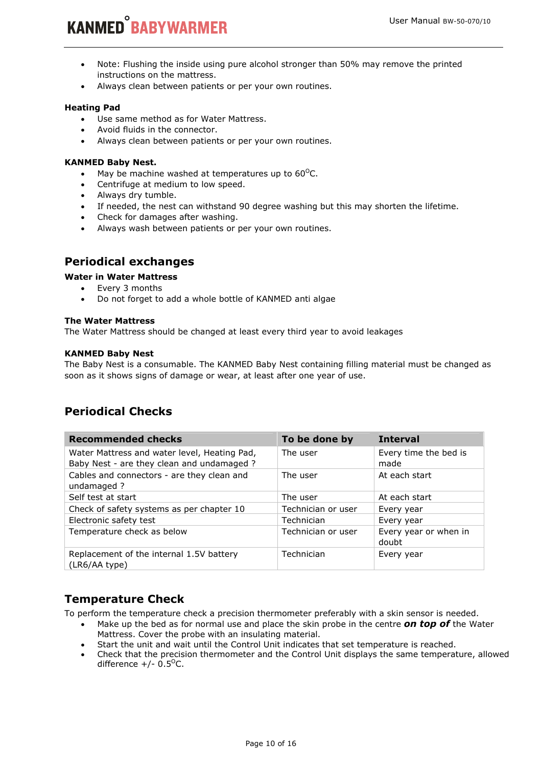- Note: Flushing the inside using pure alcohol stronger than 50% may remove the printed instructions on the mattress.
- Always clean between patients or per your own routines.

**Heating Pad**

- Use same method as for Water Mattress.
- Avoid fluids in the connector.
- Always clean between patients or per your own routines.

**KANMED Baby Nest.**

- May be machine washed at temperatures up to $60^{O}$C.
- Centrifuge at medium to low speed.
- Always dry tumble.
- If needed, the nest can withstand 90 degree washing but this may shorten the lifetime.
- Check for damages after washing.
- Always wash between patients or per your own routines.

## Periodical exchanges

**Water in Water Mattress**

- Every 3 months
- Do not forget to add a whole bottle of KANMED anti algae

**The Water Mattress**

The Water Mattress should be changed at least every third year to avoid leakages

**KANMED Baby Nest**

The Baby Nest is a consumable. The KANMED Baby Nest containing filling material must be changed as soon as it shows signs of damage or wear, at least after one year of use.

## Periodical Checks

| Recommended checks | To be done by | Interval |
|---|---|---|
| Water Mattress and water level, Heating Pad, Baby Nest - are they clean and undamaged ? | The user | Every time the bed is made |
| Cables and connectors - are they clean and undamaged ? | The user | At each start |
| Self test at start | The user | At each start |
| Check of safety systems as per chapter 10 | Technician or user | Every year |
| Electronic safety test | Technician | Every year |
| Temperature check as below | Technician or user | Every year or when in doubt |
| Replacement of the internal 1.5V battery (LR6/AA type) | Technician | Every year |

## Temperature Check

To perform the temperature check a precision thermometer preferably with a skin sensor is needed.

- Make up the bed as for normal use and place the skin probe in the centre ***on top of*** the Water Mattress. Cover the probe with an insulating material.
- Start the unit and wait until the Control Unit indicates that set temperature is reached.
- Check that the precision thermometer and the Control Unit displays the same temperature, allowed difference +/- $0.5^{O}$C.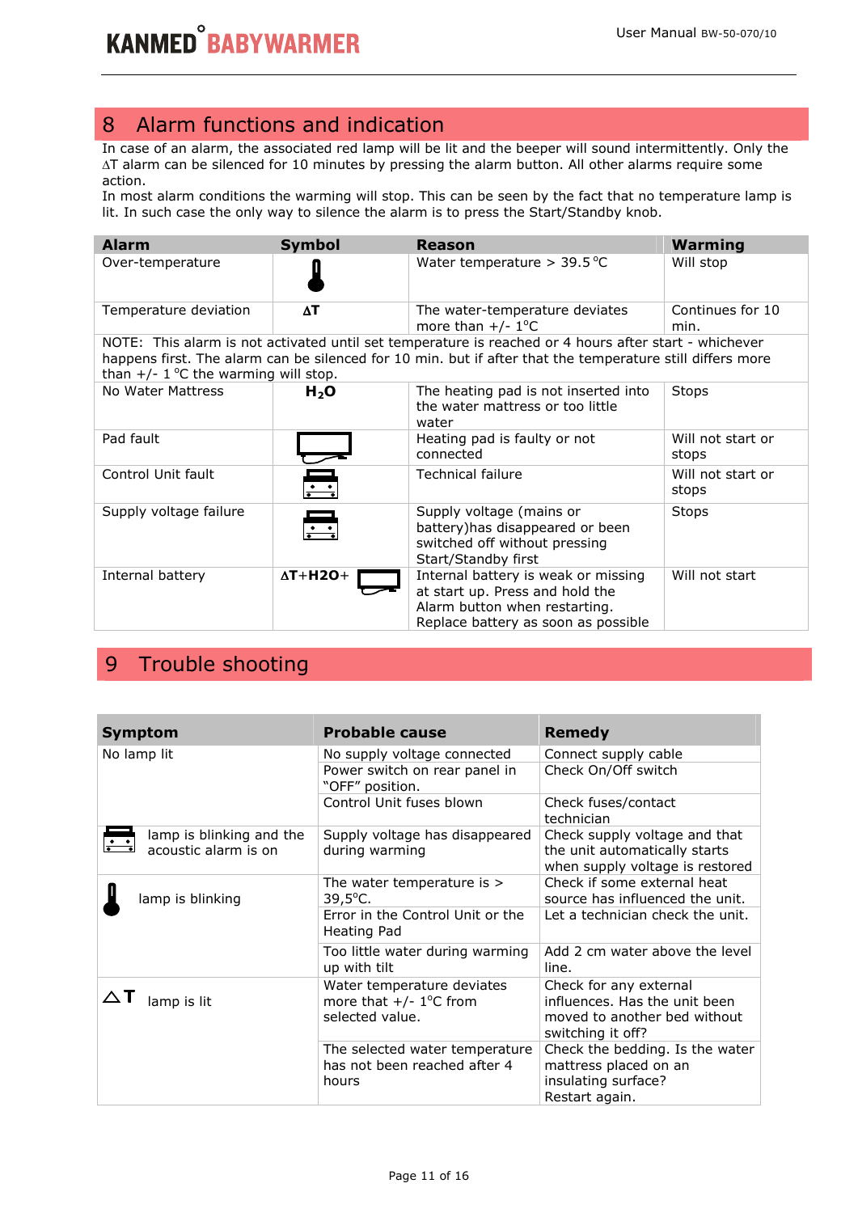# 8 Alarm functions and indication

In case of an alarm, the associated red lamp will be lit and the beeper will sound intermittently. Only the ∆T alarm can be silenced for 10 minutes by pressing the alarm button. All other alarms require some action.
In most alarm conditions the warming will stop. This can be seen by the fact that no temperature lamp is lit. In such case the only way to silence the alarm is to press the Start/Standby knob.

| Alarm | Symbol | Reason | Warming |
|---|---|---|---|
| Over-temperature | | Water temperature > 39.5 °C | Will stop |
| Temperature deviation | ∆T | The water-temperature deviates more than +/- 1°C | Continues for 10 min. |
| NOTE: This alarm is not activated until set temperature is reached or 4 hours after start - whichever happens first. The alarm can be silenced for 10 min. but if after that the temperature still differs more than +/- 1 °C the warming will stop. | | | |
| No Water Mattress | $H_2O$ | The heating pad is not inserted into the water mattress or too little water | Stops |
| Pad fault | | Heating pad is faulty or not connected | Will not start or stops |
| Control Unit fault | | Technical failure | Will not start or stops |
| Supply voltage failure | | Supply voltage (mains or battery)has disappeared or been switched off without pressing Start/Standby first | Stops |
| Internal battery | ∆T+H2O+ | Internal battery is weak or missing at start up. Press and hold the Alarm button when restarting. Replace battery as soon as possible | Will not start |

# 9 Trouble shooting

| Symptom | Probable cause | Remedy |
|---|---|---|
| No lamp lit | No supply voltage connected | Connect supply cable |
| | Power switch on rear panel in "OFF" position. | Check On/Off switch |
| | Control Unit fuses blown | Check fuses/contact technician |
| lamp is blinking and the acoustic alarm is on | Supply voltage has disappeared during warming | Check supply voltage and that the unit automatically starts when supply voltage is restored |
| lamp is blinking | The water temperature is > 39,5°C. | Check if some external heat source has influenced the unit. |
| | Error in the Control Unit or the Heating Pad | Let a technician check the unit. |
| | Too little water during warming up with tilt | Add 2 cm water above the level line. |
| ∆T lamp is lit | Water temperature deviates more that +/- 1°C from selected value. | Check for any external influences. Has the unit been moved to another bed without switching it off? |
| | The selected water temperature has not been reached after 4 hours | Check the bedding. Is the water mattress placed on an insulating surface? Restart again. |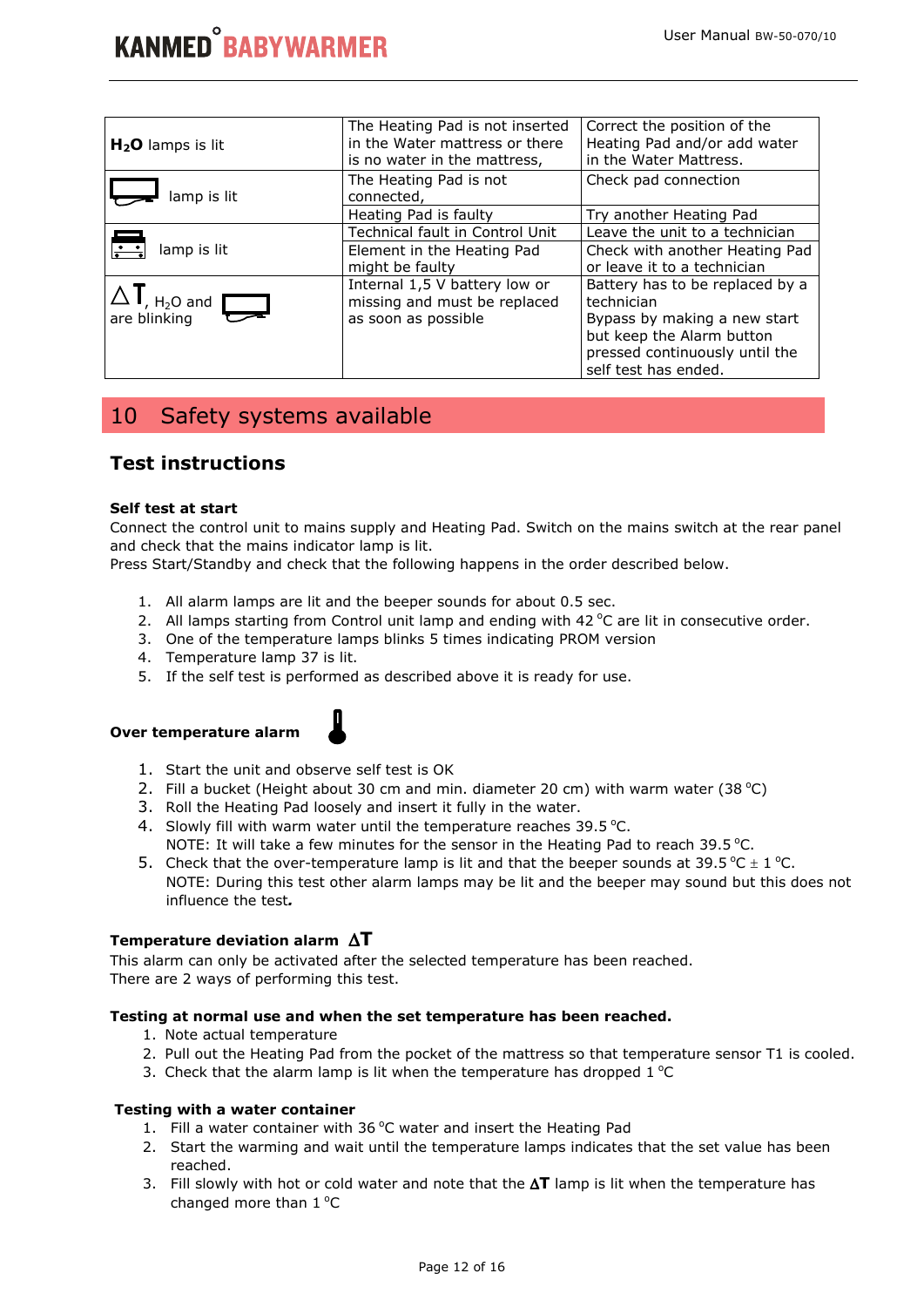| | | |
|---|---|---|
| **$H_2O$** lamps is lit | The Heating Pad is not inserted in the Water mattress or there is no water in the mattress, | Correct the position of the Heating Pad and/or add water in the Water Mattress. |
| lamp is lit | The Heating Pad is not connected, | Check pad connection |
| | Heating Pad is faulty | Try another Heating Pad |
| lamp is lit | Technical fault in Control Unit | Leave the unit to a technician |
| | Element in the Heating Pad might be faulty | Check with another Heating Pad or leave it to a technician |
| ΔT, $H_2O$ and are blinking | Internal 1,5 V battery low or missing and must be replaced as soon as possible | Battery has to be replaced by a technician<br>Bypass by making a new start but keep the Alarm button pressed continuously until the self test has ended. |

# 10 Safety systems available

## Test instructions

**Self test at start**

Connect the control unit to mains supply and Heating Pad. Switch on the mains switch at the rear panel and check that the mains indicator lamp is lit.
Press Start/Standby and check that the following happens in the order described below.

1. All alarm lamps are lit and the beeper sounds for about 0.5 sec.
2. All lamps starting from Control unit lamp and ending with 42 °C are lit in consecutive order.
3. One of the temperature lamps blinks 5 times indicating PROM version
4. Temperature lamp 37 is lit.
5. If the self test is performed as described above it is ready for use.

**Over temperature alarm**

1. Start the unit and observe self test is OK
2. Fill a bucket (Height about 30 cm and min. diameter 20 cm) with warm water (38 °C)
3. Roll the Heating Pad loosely and insert it fully in the water.
4. Slowly fill with warm water until the temperature reaches 39.5 °C.
   NOTE: It will take a few minutes for the sensor in the Heating Pad to reach 39.5 °C.
5. Check that the over-temperature lamp is lit and that the beeper sounds at 39.5 °C ± 1 °C.
   NOTE: During this test other alarm lamps may be lit and the beeper may sound but this does not influence the test.

**Temperature deviation alarm ΔT**

This alarm can only be activated after the selected temperature has been reached.
There are 2 ways of performing this test.

**Testing at normal use and when the set temperature has been reached.**

1. Note actual temperature
2. Pull out the Heating Pad from the pocket of the mattress so that temperature sensor T1 is cooled.
3. Check that the alarm lamp is lit when the temperature has dropped 1 °C

**Testing with a water container**

1. Fill a water container with 36 °C water and insert the Heating Pad
2. Start the warming and wait until the temperature lamps indicates that the set value has been reached.
3. Fill slowly with hot or cold water and note that the **ΔT** lamp is lit when the temperature has changed more than 1 °C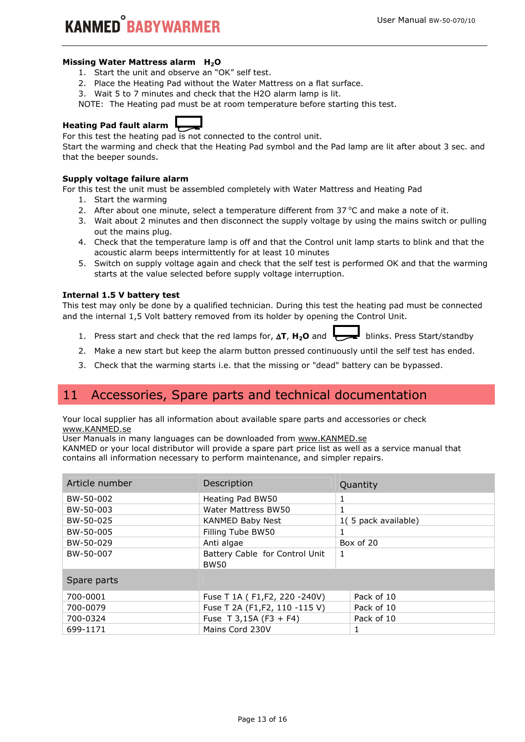### Missing Water Mattress alarm $H_2O$

1. Start the unit and observe an “OK” self test.
2. Place the Heating Pad without the Water Mattress on a flat surface.
3. Wait 5 to 7 minutes and check that the H2O alarm lamp is lit.

NOTE: The Heating pad must be at room temperature before starting this test.

### Heating Pad fault alarm

For this test the heating pad is not connected to the control unit.
Start the warming and check that the Heating Pad symbol and the Pad lamp are lit after about 3 sec. and that the beeper sounds.

### Supply voltage failure alarm

For this test the unit must be assembled completely with Water Mattress and Heating Pad

1. Start the warming
2. After about one minute, select a temperature different from 37 °C and make a note of it.
3. Wait about 2 minutes and then disconnect the supply voltage by using the mains switch or pulling out the mains plug.
4. Check that the temperature lamp is off and that the Control unit lamp starts to blink and that the acoustic alarm beeps intermittently for at least 10 minutes
5. Switch on supply voltage again and check that the self test is performed OK and that the warming starts at the value selected before supply voltage interruption.

### Internal 1.5 V battery test

This test may only be done by a qualified technician. During this test the heating pad must be connected and the internal 1,5 Volt battery removed from its holder by opening the Control Unit.

1. Press start and check that the red lamps for, **ΔT**, **$H_2O$** and blinks. Press Start/standby
2. Make a new start but keep the alarm button pressed continuously until the self test has ended.
3. Check that the warming starts i.e. that the missing or "dead" battery can be bypassed.

## 11 Accessories, Spare parts and technical documentation

Your local supplier has all information about available spare parts and accessories or check www.KANMED.se
User Manuals in many languages can be downloaded from www.KANMED.se
KANMED or your local distributor will provide a spare part price list as well as a service manual that contains all information necessary to perform maintenance, and simpler repairs.

| Article number | Description | Quantity |
|---|---|---|
| BW-50-002 | Heating Pad BW50 | 1 |
| BW-50-003 | Water Mattress BW50 | 1 |
| BW-50-025 | KANMED Baby Nest | 1( 5 pack available) |
| BW-50-005 | Filling Tube BW50 | 1 |
| BW-50-029 | Anti algae | Box of 20 |
| BW-50-007 | Battery Cable for Control Unit BW50 | 1 |
| Spare parts | | |
| 700-0001 | Fuse T 1A ( F1,F2, 220 -240V) | Pack of 10 |
| 700-0079 | Fuse T 2A (F1,F2, 110 -115 V) | Pack of 10 |
| 700-0324 | Fuse T 3,15A (F3 + F4) | Pack of 10 |
| 699-1171 | Mains Cord 230V | 1 |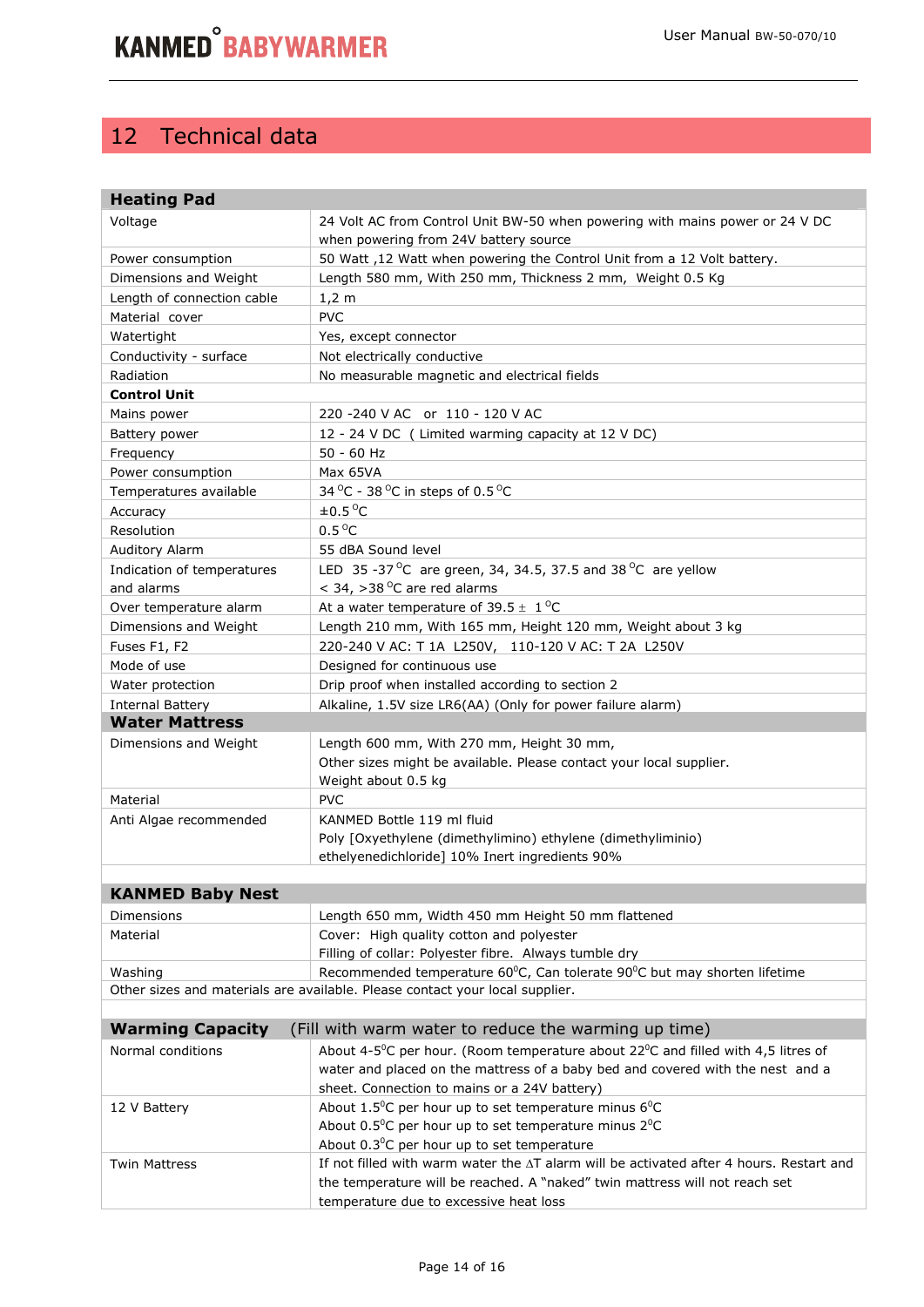# 12 Technical data

| Heating Pad | |
|---|---|
| Voltage | 24 Volt AC from Control Unit BW-50 when powering with mains power or 24 V DC when powering from 24V battery source |
| Power consumption | 50 Watt ,12 Watt when powering the Control Unit from a 12 Volt battery. |
| Dimensions and Weight | Length 580 mm, With 250 mm, Thickness 2 mm, Weight 0.5 Kg |
| Length of connection cable | 1,2 m |
| Material cover | PVC |
| Watertight | Yes, except connector |
| Conductivity - surface | Not electrically conductive |
| Radiation | No measurable magnetic and electrical fields |
| **Control Unit** | |
| Mains power | 220 -240 V AC or 110 - 120 V AC |
| Battery power | 12 - 24 V DC ( Limited warming capacity at 12 V DC) |
| Frequency | 50 - 60 Hz |
| Power consumption | Max 65VA |
| Temperatures available | 34 °C - 38 °C in steps of 0.5 °C |
| Accuracy | ±0.5 °C |
| Resolution | 0.5 °C |
| Auditory Alarm | 55 dBA Sound level |
| Indication of temperatures and alarms | LED 35 -37 °C are green, 34, 34.5, 37.5 and 38 °C are yellow < 34, >38 °C are red alarms |
| Over temperature alarm | At a water temperature of 39.5 ± 1 °C |
| Dimensions and Weight | Length 210 mm, With 165 mm, Height 120 mm, Weight about 3 kg |
| Fuses F1, F2 | 220-240 V AC: T 1A L250V, 110-120 V AC: T 2A L250V |
| Mode of use | Designed for continuous use |
| Water protection | Drip proof when installed according to section 2 |
| Internal Battery | Alkaline, 1.5V size LR6(AA) (Only for power failure alarm) |
| **Water Mattress** | |
| Dimensions and Weight | Length 600 mm, With 270 mm, Height 30 mm, Other sizes might be available. Please contact your local supplier. Weight about 0.5 kg |
| Material | PVC |
| Anti Algae recommended | KANMED Bottle 119 ml fluid Poly [Oxyethylene (dimethylimino) ethylene (dimethyliminio) ethylenedichloride] 10% Inert ingredients 90% |

| KANMED Baby Nest | |
|---|---|
| Dimensions | Length 650 mm, Width 450 mm Height 50 mm flattened |
| Material | Cover: High quality cotton and polyester Filling of collar: Polyester fibre. Always tumble dry |
| Washing | Recommended temperature 60°C, Can tolerate 90°C but may shorten lifetime |
| Other sizes and materials are available. Please contact your local supplier. | |

| Warming Capacity (Fill with warm water to reduce the warming up time) | |
|---|---|
| Normal conditions | About 4-5°C per hour. (Room temperature about 22°C and filled with 4,5 litres of water and placed on the mattress of a baby bed and covered with the nest and a sheet. Connection to mains or a 24V battery) |
| 12 V Battery | About 1.5°C per hour up to set temperature minus 6°C About 0.5°C per hour up to set temperature minus 2°C About 0.3°C per hour up to set temperature |
| Twin Mattress | If not filled with warm water the ΔT alarm will be activated after 4 hours. Restart and the temperature will be reached. A "naked" twin mattress will not reach set temperature due to excessive heat loss |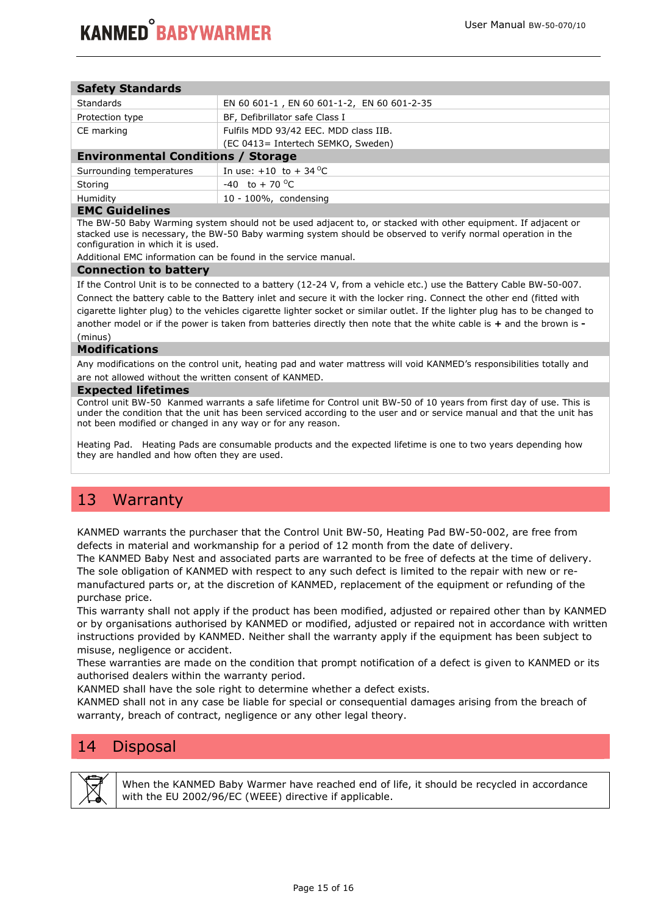| **Safety Standards** | |
|---|---|
| Standards | EN 60 601-1 , EN 60 601-1-2, EN 60 601-2-35 |
| Protection type | BF, Defibrillator safe Class I |
| CE marking | Fulfils MDD 93/42 EEC. MDD class IIB. (EC 0413= Intertech SEMKO, Sweden) |
| **Environmental Conditions / Storage** | |
| Surrounding temperatures | In use: +10 to + 34 °C |
| Storing | -40 to + 70 °C |
| Humidity | 10 - 100%, condensing |

**EMC Guidelines**

The BW-50 Baby Warming system should not be used adjacent to, or stacked with other equipment. If adjacent or stacked use is necessary, the BW-50 Baby warming system should be observed to verify normal operation in the configuration in which it is used.

Additional EMC information can be found in the service manual.

**Connection to battery**

If the Control Unit is to be connected to a battery (12-24 V, from a vehicle etc.) use the Battery Cable BW-50-007. Connect the battery cable to the Battery inlet and secure it with the locker ring. Connect the other end (fitted with cigarette lighter plug) to the vehicles cigarette lighter socket or similar outlet. If the lighter plug has to be changed to another model or if the power is taken from batteries directly then note that the white cable is **+** and the brown is **-** (minus)

**Modifications**

Any modifications on the control unit, heating pad and water mattress will void KANMED's responsibilities totally and are not allowed without the written consent of KANMED.

**Expected lifetimes**

Control unit BW-50 Kanmed warrants a safe lifetime for Control unit BW-50 of 10 years from first day of use. This is under the condition that the unit has been serviced according to the user and or service manual and that the unit has not been modified or changed in any way or for any reason.

Heating Pad. Heating Pads are consumable products and the expected lifetime is one to two years depending how they are handled and how often they are used.

# 13 Warranty

KANMED warrants the purchaser that the Control Unit BW-50, Heating Pad BW-50-002, are free from defects in material and workmanship for a period of 12 month from the date of delivery.
The KANMED Baby Nest and associated parts are warranted to be free of defects at the time of delivery.
The sole obligation of KANMED with respect to any such defect is limited to the repair with new or re-manufactured parts or, at the discretion of KANMED, replacement of the equipment or refunding of the purchase price.
This warranty shall not apply if the product has been modified, adjusted or repaired other than by KANMED or by organisations authorised by KANMED or modified, adjusted or repaired not in accordance with written instructions provided by KANMED. Neither shall the warranty apply if the equipment has been subject to misuse, negligence or accident.
These warranties are made on the condition that prompt notification of a defect is given to KANMED or its authorised dealers within the warranty period.
KANMED shall have the sole right to determine whether a defect exists.
KANMED shall not in any case be liable for special or consequential damages arising from the breach of warranty, breach of contract, negligence or any other legal theory.

# 14 Disposal

When the KANMED Baby Warmer have reached end of life, it should be recycled in accordance with the EU 2002/96/EC (WEEE) directive if applicable.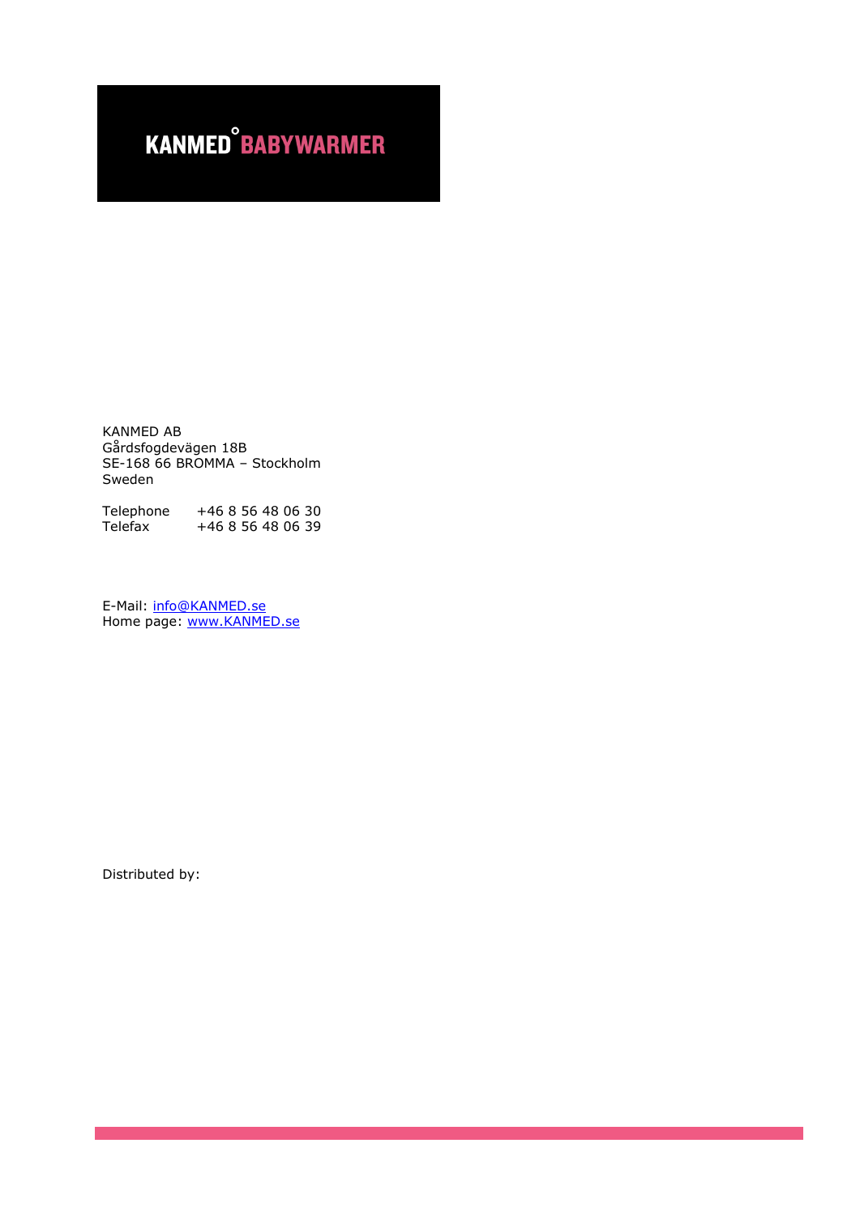KANMED° BABYWARMER

KANMED AB
Gårdsfogdevägen 18B
SE-168 66 BROMMA – Stockholm
Sweden

Telephone +46 8 56 48 06 30
Telefax +46 8 56 48 06 39

E-Mail: info@KANMED.se
Home page: www.KANMED.se

Distributed by: